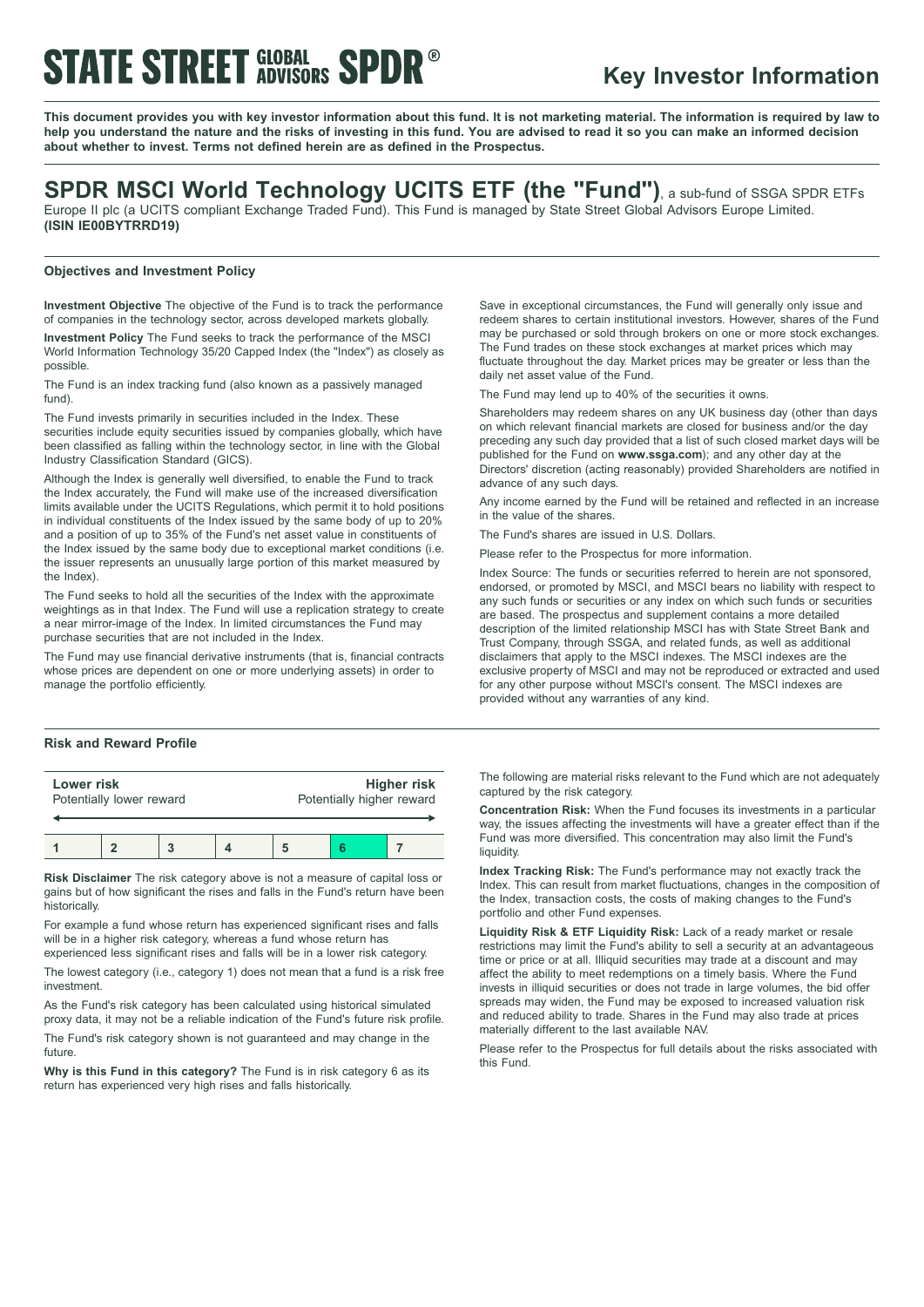**STATE STREET GLOBAL ADVISORS SPDR®**

# Key Investor Information

**This document provides you with key investor information about this fund. It is not marketing material. The information is required by law to help you understand the nature and the risks of investing in this fund. You are advised to read it so you can make an informed decision about whether to invest. Terms not defined herein are as defined in the Prospectus.**

## SPDR MSCI World Technology UCITS ETF (the "Fund"), a sub-fund of SSGA SPDR ETFs Europe II plc (a UCITS compliant Exchange Traded Fund). This Fund is managed by State Street Global Advisors Europe Limited.

**(ISIN IE00BYTRRD19)**

### Objectives and Investment Policy

**Investment Objective** The objective of the Fund is to track the performance of companies in the technology sector, across developed markets globally.

**Investment Policy** The Fund seeks to track the performance of the MSCI World Information Technology 35/20 Capped Index (the "Index") as closely as possible.

The Fund is an index tracking fund (also known as a passively managed fund).

The Fund invests primarily in securities included in the Index. These securities include equity securities issued by companies globally, which have been classified as falling within the technology sector, in line with the Global Industry Classification Standard (GICS).

Although the Index is generally well diversified, to enable the Fund to track the Index accurately, the Fund will make use of the increased diversification limits available under the UCITS Regulations, which permit it to hold positions in individual constituents of the Index issued by the same body of up to 20% and a position of up to 35% of the Fund's net asset value in constituents of the Index issued by the same body due to exceptional market conditions (i.e. the issuer represents an unusually large portion of this market measured by the Index).

The Fund seeks to hold all the securities of the Index with the approximate weightings as in that Index. The Fund will use a replication strategy to create a near mirror-image of the Index. In limited circumstances the Fund may purchase securities that are not included in the Index.

The Fund may use financial derivative instruments (that is, financial contracts whose prices are dependent on one or more underlying assets) in order to manage the portfolio efficiently.

Save in exceptional circumstances, the Fund will generally only issue and redeem shares to certain institutional investors. However, shares of the Fund may be purchased or sold through brokers on one or more stock exchanges. The Fund trades on these stock exchanges at market prices which may fluctuate throughout the day. Market prices may be greater or less than the daily net asset value of the Fund.

The Fund may lend up to 40% of the securities it owns.

Shareholders may redeem shares on any UK business day (other than days on which relevant financial markets are closed for business and/or the day preceding any such day provided that a list of such closed market days will be published for the Fund on **www.ssga.com**); and any other day at the Directors' discretion (acting reasonably) provided Shareholders are notified in advance of any such days.

Any income earned by the Fund will be retained and reflected in an increase in the value of the shares.

The Fund's shares are issued in U.S. Dollars.

Please refer to the Prospectus for more information.

Index Source: The funds or securities referred to herein are not sponsored, endorsed, or promoted by MSCI, and MSCI bears no liability with respect to any such funds or securities or any index on which such funds or securities are based. The prospectus and supplement contains a more detailed description of the limited relationship MSCI has with State Street Bank and Trust Company, through SSGA, and related funds, as well as additional disclaimers that apply to the MSCI indexes. The MSCI indexes are the exclusive property of MSCI and may not be reproduced or extracted and used for any other purpose without MSCI's consent. The MSCI indexes are provided without any warranties of any kind.

### Risk and Reward Profile

| **Lower risk** Potentially lower reward | | | | | | **Higher risk** Potentially higher reward |
|---|---|---|---|---|---|---|
| 1 | 2 | 3 | 4 | 5 | **6** | 7 |

**Risk Disclaimer** The risk category above is not a measure of capital loss or gains but of how significant the rises and falls in the Fund's return have been historically.

For example a fund whose return has experienced significant rises and falls will be in a higher risk category, whereas a fund whose return has experienced less significant rises and falls will be in a lower risk category.

The lowest category (i.e., category 1) does not mean that a fund is a risk free investment.

As the Fund's risk category has been calculated using historical simulated proxy data, it may not be a reliable indication of the Fund's future risk profile.

The Fund's risk category shown is not guaranteed and may change in the future.

**Why is this Fund in this category?** The Fund is in risk category 6 as its return has experienced very high rises and falls historically.

The following are material risks relevant to the Fund which are not adequately captured by the risk category.

**Concentration Risk:** When the Fund focuses its investments in a particular way, the issues affecting the investments will have a greater effect than if the Fund was more diversified. This concentration may also limit the Fund's liquidity.

**Index Tracking Risk:** The Fund's performance may not exactly track the Index. This can result from market fluctuations, changes in the composition of the Index, transaction costs, the costs of making changes to the Fund's portfolio and other Fund expenses.

**Liquidity Risk & ETF Liquidity Risk:** Lack of a ready market or resale restrictions may limit the Fund's ability to sell a security at an advantageous time or price or at all. Illiquid securities may trade at a discount and may affect the ability to meet redemptions on a timely basis. Where the Fund invests in illiquid securities or does not trade in large volumes, the bid offer spreads may widen, the Fund may be exposed to increased valuation risk and reduced ability to trade. Shares in the Fund may also trade at prices materially different to the last available NAV.

Please refer to the Prospectus for full details about the risks associated with this Fund.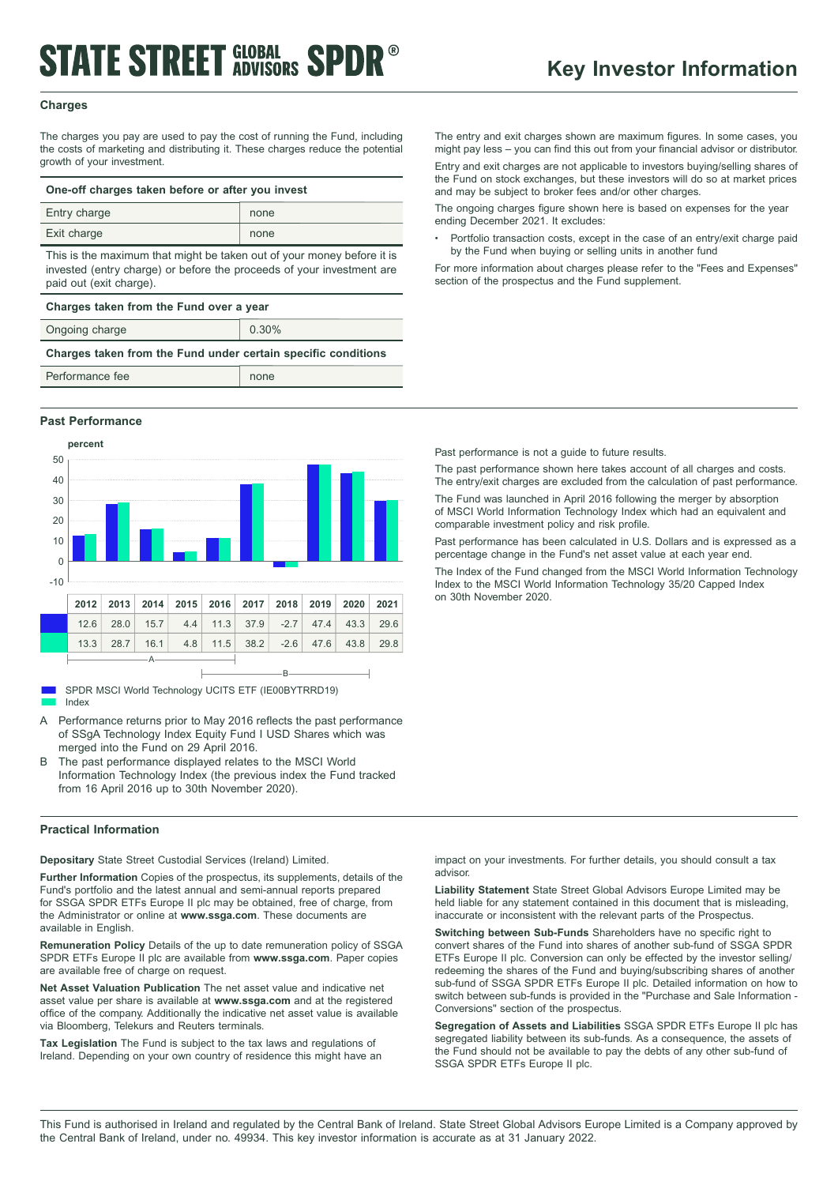## Charges

The charges you pay are used to pay the cost of running the Fund, including the costs of marketing and distributing it. These charges reduce the potential growth of your investment.

| One-off charges taken before or after you invest | |
|---|---|
| Entry charge | none |
| Exit charge | none |

This is the maximum that might be taken out of your money before it is invested (entry charge) or before the proceeds of your investment are paid out (exit charge).

| Charges taken from the Fund over a year | |
|---|---|
| Ongoing charge | 0.30% |

| Charges taken from the Fund under certain specific conditions | |
|---|---|
| Performance fee | none |

The entry and exit charges shown are maximum figures. In some cases, you might pay less – you can find this out from your financial advisor or distributor.

Entry and exit charges are not applicable to investors buying/selling shares of the Fund on stock exchanges, but these investors will do so at market prices and may be subject to broker fees and/or other charges.

The ongoing charges figure shown here is based on expenses for the year ending December 2021. It excludes:

- Portfolio transaction costs, except in the case of an entry/exit charge paid by the Fund when buying or selling units in another fund

For more information about charges please refer to the "Fees and Expenses" section of the prospectus and the Fund supplement.

## Past Performance

percent

50
40
30
20
10
0
-10

| | 2012 | 2013 | 2014 | 2015 | 2016 | 2017 | 2018 | 2019 | 2020 | 2021 |
|---|---|---|---|---|---|---|---|---|---|---|
| SPDR MSCI World Technology UCITS ETF (IE00BYTRRD19) | 12.6 | 28.0 | 15.7 | 4.4 | 11.3 | 37.9 | -2.7 | 47.4 | 43.3 | 29.6 |
| Index | 13.3 | 28.7 | 16.1 | 4.8 | 11.5 | 38.2 | -2.6 | 47.6 | 43.8 | 29.8 |

A (2012–2016)
B (2016–2020)

SPDR MSCI World Technology UCITS ETF (IE00BYTRRD19)
Index

A Performance returns prior to May 2016 reflects the past performance of SSgA Technology Index Equity Fund I USD Shares which was merged into the Fund on 29 April 2016.

B The past performance displayed relates to the MSCI World Information Technology Index (the previous index the Fund tracked from 16 April 2016 up to 30th November 2020).

Past performance is not a guide to future results.

The past performance shown here takes account of all charges and costs. The entry/exit charges are excluded from the calculation of past performance.

The Fund was launched in April 2016 following the merger by absorption of MSCI World Information Technology Index which had an equivalent and comparable investment policy and risk profile.

Past performance has been calculated in U.S. Dollars and is expressed as a percentage change in the Fund's net asset value at each year end.

The Index of the Fund changed from the MSCI World Information Technology Index to the MSCI World Information Technology 35/20 Capped Index on 30th November 2020.

## Practical Information

**Depositary** State Street Custodial Services (Ireland) Limited.

**Further Information** Copies of the prospectus, its supplements, details of the Fund's portfolio and the latest annual and semi-annual reports prepared for SSGA SPDR ETFs Europe II plc may be obtained, free of charge, from the Administrator or online at **www.ssga.com**. These documents are available in English.

**Remuneration Policy** Details of the up to date remuneration policy of SSGA SPDR ETFs Europe II plc are available from **www.ssga.com**. Paper copies are available free of charge on request.

**Net Asset Valuation Publication** The net asset value and indicative net asset value per share is available at **www.ssga.com** and at the registered office of the company. Additionally the indicative net asset value is available via Bloomberg, Telekurs and Reuters terminals.

**Tax Legislation** The Fund is subject to the tax laws and regulations of Ireland. Depending on your own country of residence this might have an impact on your investments. For further details, you should consult a tax advisor.

**Liability Statement** State Street Global Advisors Europe Limited may be held liable for any statement contained in this document that is misleading, inaccurate or inconsistent with the relevant parts of the Prospectus.

**Switching between Sub-Funds** Shareholders have no specific right to convert shares of the Fund into shares of another sub-fund of SSGA SPDR ETFs Europe II plc. Conversion can only be effected by the investor selling/redeeming the shares of the Fund and buying/subscribing shares of another sub-fund of SSGA SPDR ETFs Europe II plc. Detailed information on how to switch between sub-funds is provided in the "Purchase and Sale Information - Conversions" section of the prospectus.

**Segregation of Assets and Liabilities** SSGA SPDR ETFs Europe II plc has segregated liability between its sub-funds. As a consequence, the assets of the Fund should not be available to pay the debts of any other sub-fund of SSGA SPDR ETFs Europe II plc.

This Fund is authorised in Ireland and regulated by the Central Bank of Ireland. State Street Global Advisors Europe Limited is a Company approved by the Central Bank of Ireland, under no. 49934. This key investor information is accurate as at 31 January 2022.